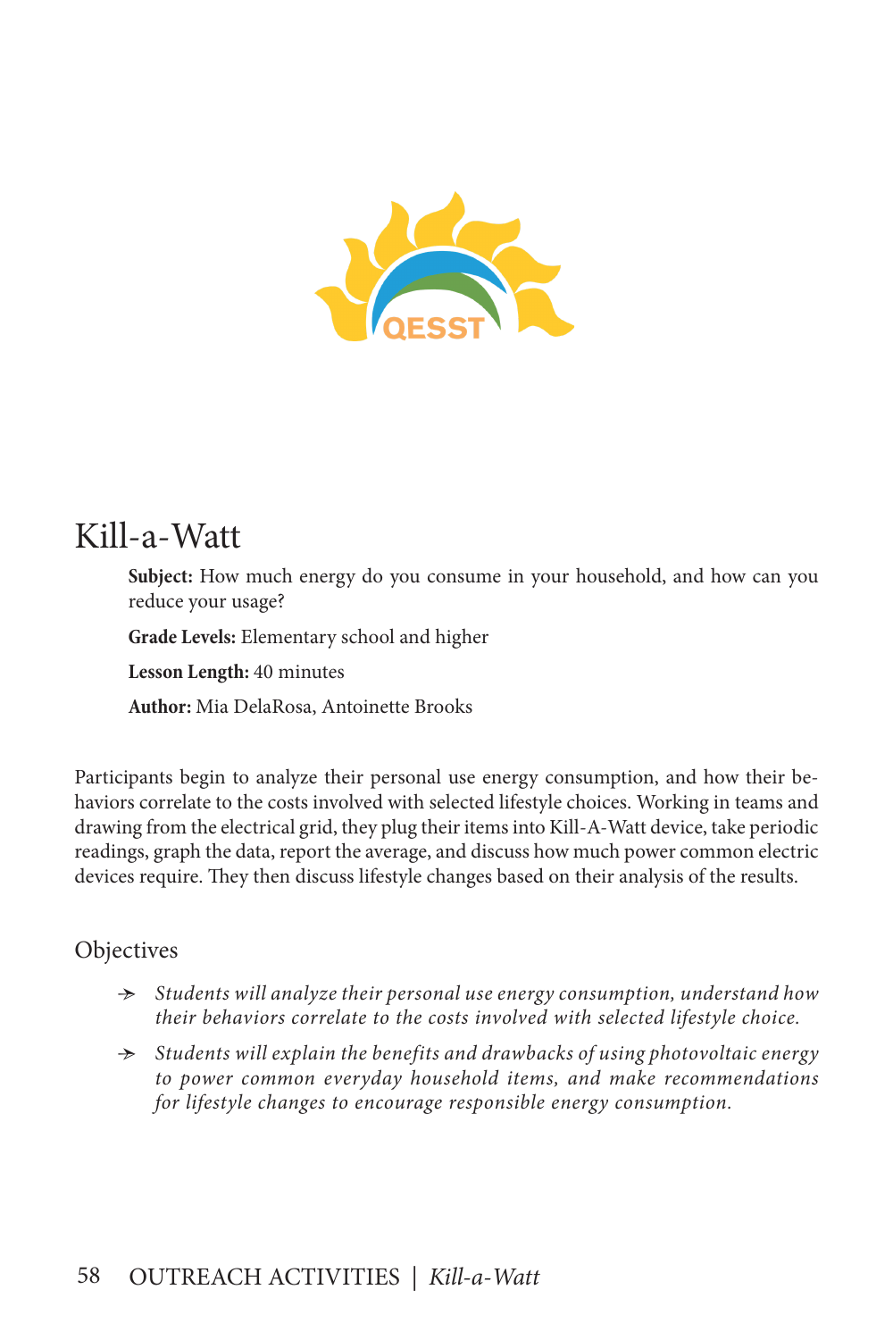# Kill-a-Watt

**Subject:** How much energy do you consume in your household, and how can you reduce your usage?

**Grade Levels:** Elementary school and higher

**Lesson Length:** 40 minutes

**Author:** Mia DelaRosa, Antoinette Brooks

Participants begin to analyze their personal use energy consumption, and how their behaviors correlate to the costs involved with selected lifestyle choices. Working in teams and drawing from the electrical grid, they plug their items into Kill-A-Watt device, take periodic readings, graph the data, report the average, and discuss how much power common electric devices require. They then discuss lifestyle changes based on their analysis of the results.

## Objectives

- *Students will analyze their personal use energy consumption, understand how their behaviors correlate to the costs involved with selected lifestyle choice.*
- *Students will explain the benefits and drawbacks of using photovoltaic energy to power common everyday household items, and make recommendations for lifestyle changes to encourage responsible energy consumption.*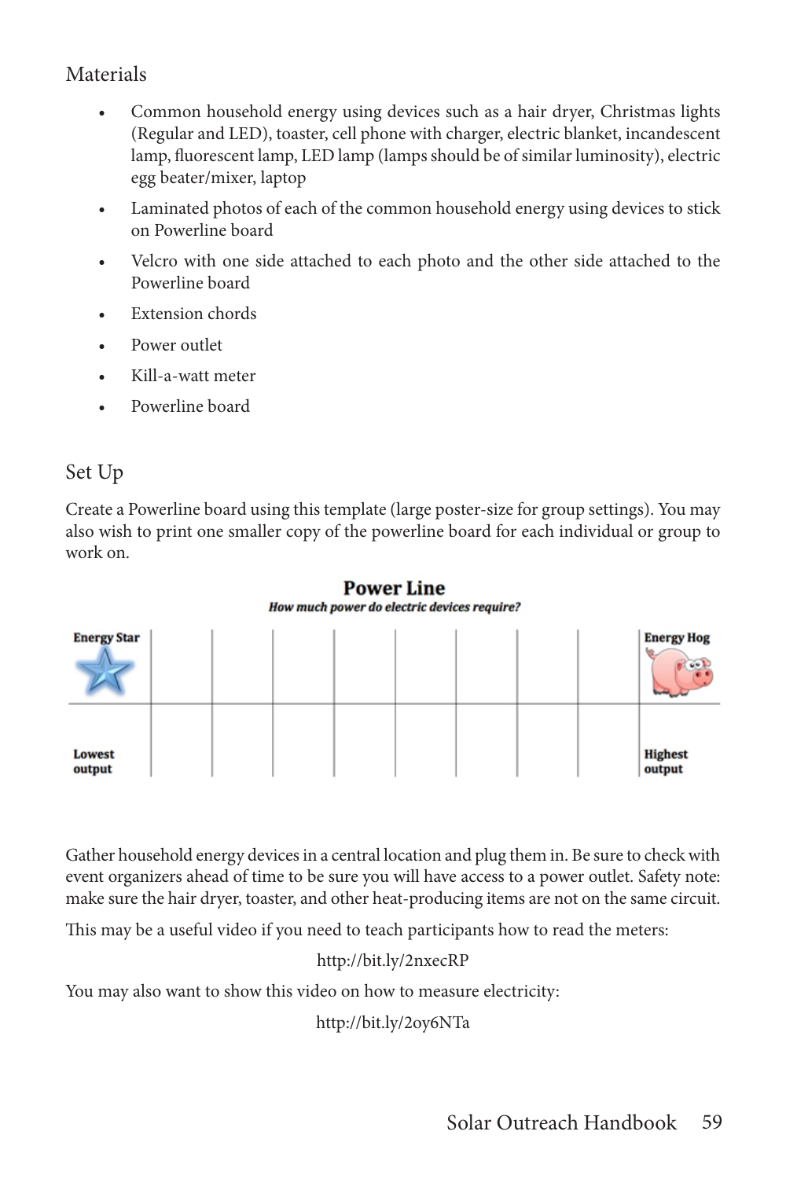## Materials

- Common household energy using devices such as a hair dryer, Christmas lights (Regular and LED), toaster, cell phone with charger, electric blanket, incandescent lamp, fluorescent lamp, LED lamp (lamps should be of similar luminosity), electric egg beater/mixer, laptop
- Laminated photos of each of the common household energy using devices to stick on Powerline board
- Velcro with one side attached to each photo and the other side attached to the Powerline board
- Extension chords
- Power outlet
- Kill-a-watt meter
- Powerline board

## Set Up

Create a Powerline board using this template (large poster-size for group settings). You may also wish to print one smaller copy of the powerline board for each individual or group to work on.

**Power Line**

***How much power do electric devices require?***

| **Energy Star** | | | | | | | | | **Energy Hog** |
|---|---|---|---|---|---|---|---|---|---|
| **Lowest output** | | | | | | | | | **Highest output** |

Gather household energy devices in a central location and plug them in. Be sure to check with event organizers ahead of time to be sure you will have access to a power outlet. Safety note: make sure the hair dryer, toaster, and other heat-producing items are not on the same circuit.

This may be a useful video if you need to teach participants how to read the meters:

http://bit.ly/2nxecRP

You may also want to show this video on how to measure electricity:

http://bit.ly/2oy6NTa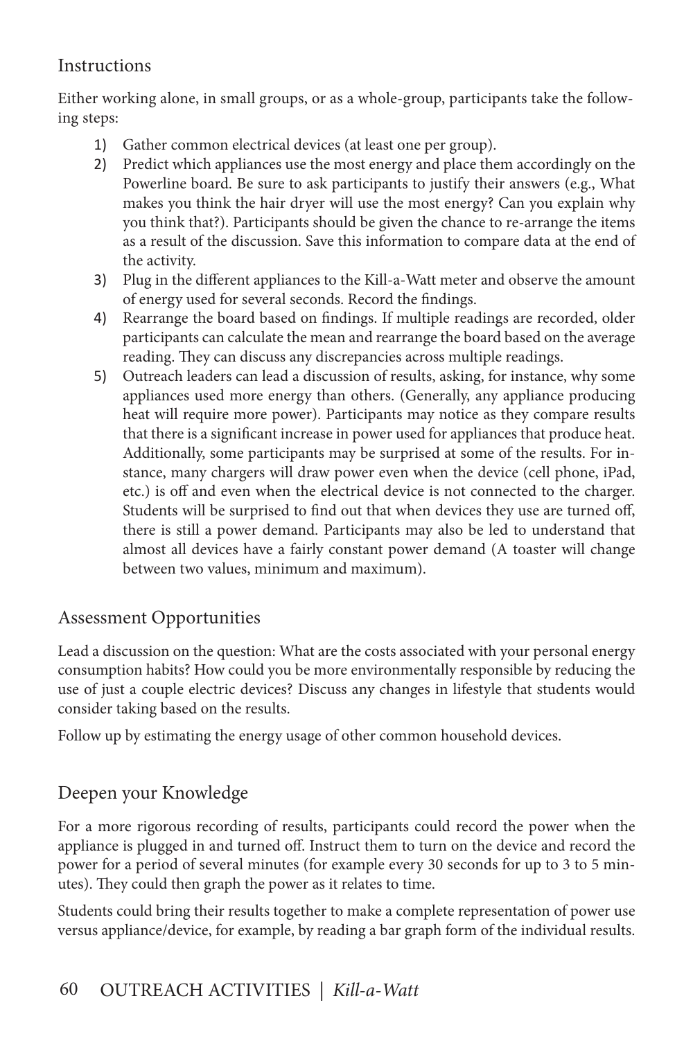## Instructions

Either working alone, in small groups, or as a whole-group, participants take the following steps:

1) Gather common electrical devices (at least one per group).
2) Predict which appliances use the most energy and place them accordingly on the Powerline board. Be sure to ask participants to justify their answers (e.g., What makes you think the hair dryer will use the most energy? Can you explain why you think that?). Participants should be given the chance to re-arrange the items as a result of the discussion. Save this information to compare data at the end of the activity.
3) Plug in the different appliances to the Kill-a-Watt meter and observe the amount of energy used for several seconds. Record the findings.
4) Rearrange the board based on findings. If multiple readings are recorded, older participants can calculate the mean and rearrange the board based on the average reading. They can discuss any discrepancies across multiple readings.
5) Outreach leaders can lead a discussion of results, asking, for instance, why some appliances used more energy than others. (Generally, any appliance producing heat will require more power). Participants may notice as they compare results that there is a significant increase in power used for appliances that produce heat. Additionally, some participants may be surprised at some of the results. For instance, many chargers will draw power even when the device (cell phone, iPad, etc.) is off and even when the electrical device is not connected to the charger. Students will be surprised to find out that when devices they use are turned off, there is still a power demand. Participants may also be led to understand that almost all devices have a fairly constant power demand (A toaster will change between two values, minimum and maximum).

## Assessment Opportunities

Lead a discussion on the question: What are the costs associated with your personal energy consumption habits? How could you be more environmentally responsible by reducing the use of just a couple electric devices? Discuss any changes in lifestyle that students would consider taking based on the results.

Follow up by estimating the energy usage of other common household devices.

## Deepen your Knowledge

For a more rigorous recording of results, participants could record the power when the appliance is plugged in and turned off. Instruct them to turn on the device and record the power for a period of several minutes (for example every 30 seconds for up to 3 to 5 minutes). They could then graph the power as it relates to time.

Students could bring their results together to make a complete representation of power use versus appliance/device, for example, by reading a bar graph form of the individual results.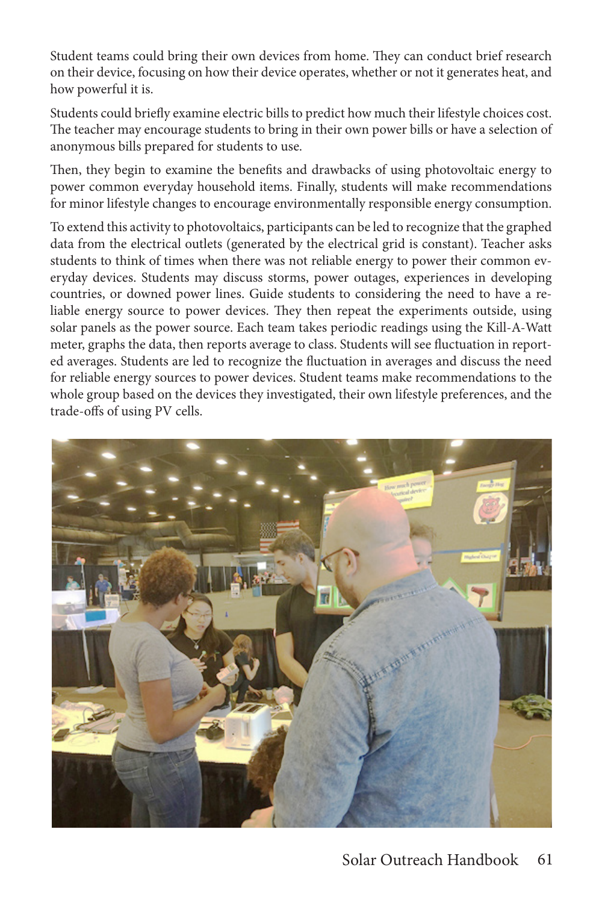Student teams could bring their own devices from home. They can conduct brief research on their device, focusing on how their device operates, whether or not it generates heat, and how powerful it is.

Students could briefly examine electric bills to predict how much their lifestyle choices cost. The teacher may encourage students to bring in their own power bills or have a selection of anonymous bills prepared for students to use.

Then, they begin to examine the benefits and drawbacks of using photovoltaic energy to power common everyday household items. Finally, students will make recommendations for minor lifestyle changes to encourage environmentally responsible energy consumption.

To extend this activity to photovoltaics, participants can be led to recognize that the graphed data from the electrical outlets (generated by the electrical grid is constant). Teacher asks students to think of times when there was not reliable energy to power their common everyday devices. Students may discuss storms, power outages, experiences in developing countries, or downed power lines. Guide students to considering the need to have a reliable energy source to power devices. They then repeat the experiments outside, using solar panels as the power source. Each team takes periodic readings using the Kill-A-Watt meter, graphs the data, then reports average to class. Students will see fluctuation in reported averages. Students are led to recognize the fluctuation in averages and discuss the need for reliable energy sources to power devices. Student teams make recommendations to the whole group based on the devices they investigated, their own lifestyle preferences, and the trade-offs of using PV cells.